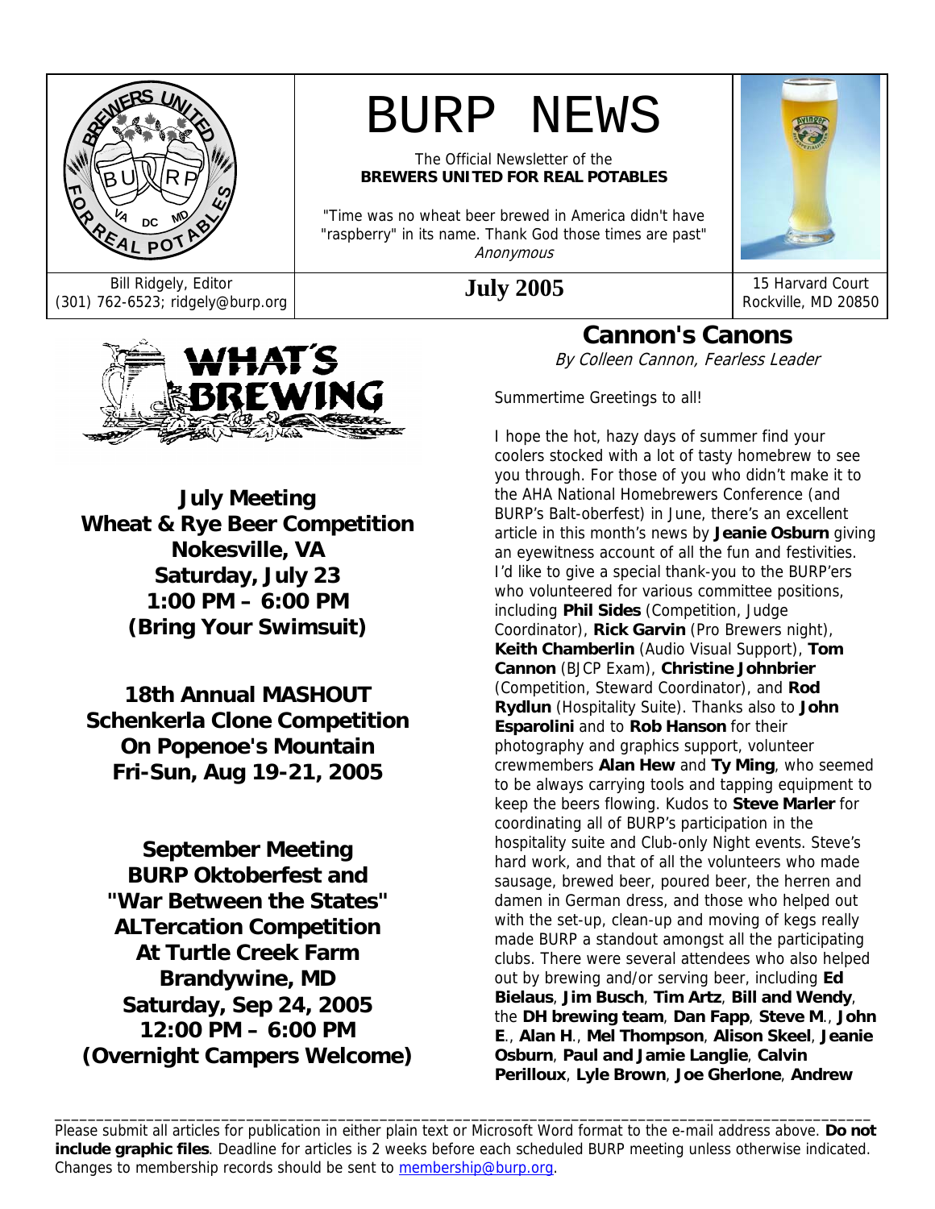# BURP NEWS

The Official Newsletter of the
**BREWERS UNITED FOR REAL POTABLES**

"Time was no wheat beer brewed in America didn't have "raspberry" in its name. Thank God those times are past"
*Anonymous*

Bill Ridgely, Editor
(301) 762-6523; ridgely@burp.org

**July 2005**

15 Harvard Court
Rockville, MD 20850

## WHAT'S BREWING

**July Meeting**
**Wheat & Rye Beer Competition**
**Nokesville, VA**
**Saturday, July 23**
**1:00 PM – 6:00 PM**
**(Bring Your Swimsuit)**

**18th Annual MASHOUT**
**Schenkerla Clone Competition**
**On Popenoe's Mountain**
**Fri-Sun, Aug 19-21, 2005**

**September Meeting**
**BURP Oktoberfest and**
**"War Between the States"**
**ALTercation Competition**
**At Turtle Creek Farm**
**Brandywine, MD**
**Saturday, Sep 24, 2005**
**12:00 PM – 6:00 PM**
**(Overnight Campers Welcome)**

## Cannon's Canons

*By Colleen Cannon, Fearless Leader*

Summertime Greetings to all!

I hope the hot, hazy days of summer find your coolers stocked with a lot of tasty homebrew to see you through. For those of you who didn't make it to the AHA National Homebrewers Conference (and BURP's Balt-oberfest) in June, there's an excellent article in this month's news by **Jeanie Osburn** giving an eyewitness account of all the fun and festivities. I'd like to give a special thank-you to the BURP'ers who volunteered for various committee positions, including **Phil Sides** (Competition, Judge Coordinator), **Rick Garvin** (Pro Brewers night), **Keith Chamberlin** (Audio Visual Support), **Tom Cannon** (BJCP Exam), **Christine Johnbrier** (Competition, Steward Coordinator), and **Rod Rydlun** (Hospitality Suite). Thanks also to **John Esparolini** and to **Rob Hanson** for their photography and graphics support, volunteer crewmembers **Alan Hew** and **Ty Ming**, who seemed to be always carrying tools and tapping equipment to keep the beers flowing. Kudos to **Steve Marler** for coordinating all of BURP's participation in the hospitality suite and Club-only Night events. Steve's hard work, and that of all the volunteers who made sausage, brewed beer, poured beer, the herren and damen in German dress, and those who helped out with the set-up, clean-up and moving of kegs really made BURP a standout amongst all the participating clubs. There were several attendees who also helped out by brewing and/or serving beer, including **Ed Bielaus**, **Jim Busch**, **Tim Artz**, **Bill and Wendy**, the **DH brewing team**, **Dan Fapp**, **Steve M.**, **John E.**, **Alan H.**, **Mel Thompson**, **Alison Skeel**, **Jeanie Osburn**, **Paul and Jamie Langlie**, **Calvin Perilloux**, **Lyle Brown**, **Joe Gherlone**, **Andrew**

---

Please submit all articles for publication in either plain text or Microsoft Word format to the e-mail address above. **Do not include graphic files**. Deadline for articles is 2 weeks before each scheduled BURP meeting unless otherwise indicated. Changes to membership records should be sent to membership@burp.org.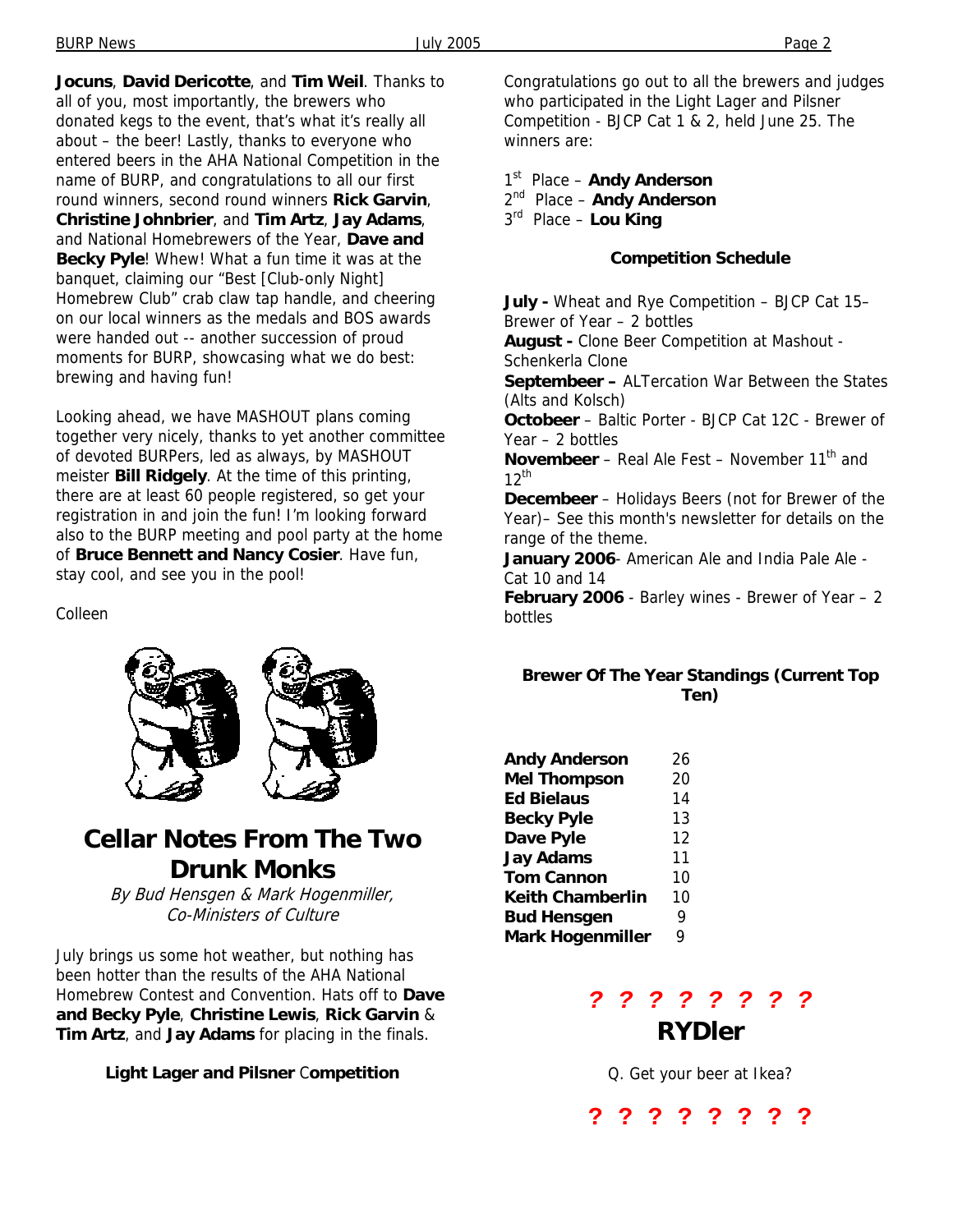**Jocuns**, **David Dericotte**, and **Tim Weil**. Thanks to all of you, most importantly, the brewers who donated kegs to the event, that's what it's really all about – the beer! Lastly, thanks to everyone who entered beers in the AHA National Competition in the name of BURP, and congratulations to all our first round winners, second round winners **Rick Garvin**, **Christine Johnbrier**, and **Tim Artz**, **Jay Adams**, and National Homebrewers of the Year, **Dave and Becky Pyle**! Whew! What a fun time it was at the banquet, claiming our "Best [Club-only Night] Homebrew Club" crab claw tap handle, and cheering on our local winners as the medals and BOS awards were handed out -- another succession of proud moments for BURP, showcasing what we do best: brewing and having fun!

Looking ahead, we have MASHOUT plans coming together very nicely, thanks to yet another committee of devoted BURPers, led as always, by MASHOUT meister **Bill Ridgely**. At the time of this printing, there are at least 60 people registered, so get your registration in and join the fun! I'm looking forward also to the BURP meeting and pool party at the home of **Bruce Bennett and Nancy Cosier**. Have fun, stay cool, and see you in the pool!

Colleen

# Cellar Notes From The Two Drunk Monks

*By Bud Hensgen & Mark Hogenmiller, Co-Ministers of Culture*

July brings us some hot weather, but nothing has been hotter than the results of the AHA National Homebrew Contest and Convention. Hats off to **Dave and Becky Pyle**, **Christine Lewis**, **Rick Garvin** & **Tim Artz**, and **Jay Adams** for placing in the finals.

**Light Lager and Pilsner Competition**

Congratulations go out to all the brewers and judges who participated in the Light Lager and Pilsner Competition - BJCP Cat 1 & 2, held June 25. The winners are:

1st Place – **Andy Anderson**
2nd Place – **Andy Anderson**
3rd Place – **Lou King**

**Competition Schedule**

**July -** Wheat and Rye Competition – BJCP Cat 15– Brewer of Year – 2 bottles
**August -** Clone Beer Competition at Mashout - Schenkerla Clone
**Septembeer –** ALTercation War Between the States (Alts and Kolsch)
**Octobeer** – Baltic Porter - BJCP Cat 12C - Brewer of Year – 2 bottles
**Novembeer** – Real Ale Fest – November 11th and 12th
**Decembeer** – Holidays Beers (not for Brewer of the Year)– See this month's newsletter for details on the range of the theme.
**January 2006**- American Ale and India Pale Ale - Cat 10 and 14
**February 2006** - Barley wines - Brewer of Year – 2 bottles

**Brewer Of The Year Standings (Current Top Ten)**

| | |
|---|---|
| **Andy Anderson** | 26 |
| **Mel Thompson** | 20 |
| **Ed Bielaus** | 14 |
| **Becky Pyle** | 13 |
| **Dave Pyle** | 12 |
| **Jay Adams** | 11 |
| **Tom Cannon** | 10 |
| **Keith Chamberlin** | 10 |
| **Bud Hensgen** | 9 |
| **Mark Hogenmiller** | 9 |

**? ? ? ? ? ? ? ?**

## RYDler

Q. Get your beer at Ikea?

**? ? ? ? ? ? ? ?**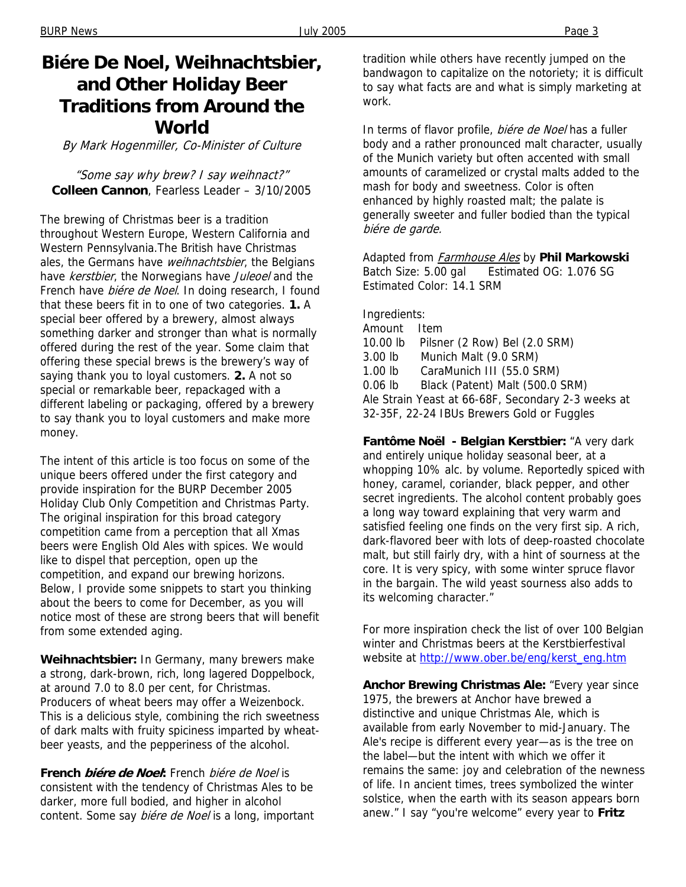# Biére De Noel, Weihnachtsbier, and Other Holiday Beer Traditions from Around the World

*By Mark Hogenmiller, Co-Minister of Culture*

*"Some say why brew? I say weihnact?"*
**Colleen Cannon**, Fearless Leader – 3/10/2005

The brewing of Christmas beer is a tradition throughout Western Europe, Western California and Western Pennsylvania.The British have Christmas ales, the Germans have *weihnachtsbier*, the Belgians have *kerstbier*, the Norwegians have *Juleoel* and the French have *biére de Noel*. In doing research, I found that these beers fit in to one of two categories. **1.** A special beer offered by a brewery, almost always something darker and stronger than what is normally offered during the rest of the year. Some claim that offering these special brews is the brewery's way of saying thank you to loyal customers. **2.** A not so special or remarkable beer, repackaged with a different labeling or packaging, offered by a brewery to say thank you to loyal customers and make more money.

The intent of this article is too focus on some of the unique beers offered under the first category and provide inspiration for the BURP December 2005 Holiday Club Only Competition and Christmas Party. The original inspiration for this broad category competition came from a perception that all Xmas beers were English Old Ales with spices. We would like to dispel that perception, open up the competition, and expand our brewing horizons. Below, I provide some snippets to start you thinking about the beers to come for December, as you will notice most of these are strong beers that will benefit from some extended aging.

**Weihnachtsbier:** In Germany, many brewers make a strong, dark-brown, rich, long lagered Doppelbock, at around 7.0 to 8.0 per cent, for Christmas. Producers of wheat beers may offer a Weizenbock. This is a delicious style, combining the rich sweetness of dark malts with fruity spiciness imparted by wheat-beer yeasts, and the pepperiness of the alcohol.

**French *biére de Noel*:** French *biére de Noel* is consistent with the tendency of Christmas Ales to be darker, more full bodied, and higher in alcohol content. Some say *biére de Noel* is a long, important tradition while others have recently jumped on the bandwagon to capitalize on the notoriety; it is difficult to say what facts are and what is simply marketing at work.

In terms of flavor profile, *biére de Noel* has a fuller body and a rather pronounced malt character, usually of the Munich variety but often accented with small amounts of caramelized or crystal malts added to the mash for body and sweetness. Color is often enhanced by highly roasted malt; the palate is generally sweeter and fuller bodied than the typical *biére de garde.*

Adapted from *Farmhouse Ales* by **Phil Markowski**
Batch Size: 5.00 gal     Estimated OG: 1.076 SG
Estimated Color: 14.1 SRM

Ingredients:

| Amount | Item |
|---|---|
| 10.00 lb | Pilsner (2 Row) Bel (2.0 SRM) |
| 3.00 lb | Munich Malt (9.0 SRM) |
| 1.00 lb | CaraMunich III (55.0 SRM) |
| 0.06 lb | Black (Patent) Malt (500.0 SRM) |

Ale Strain Yeast at 66-68F, Secondary 2-3 weeks at 32-35F, 22-24 IBUs Brewers Gold or Fuggles

**Fantôme Noël - Belgian Kerstbier:** "A very dark and entirely unique holiday seasonal beer, at a whopping 10% alc. by volume. Reportedly spiced with honey, caramel, coriander, black pepper, and other secret ingredients. The alcohol content probably goes a long way toward explaining that very warm and satisfied feeling one finds on the very first sip. A rich, dark-flavored beer with lots of deep-roasted chocolate malt, but still fairly dry, with a hint of sourness at the core. It is very spicy, with some winter spruce flavor in the bargain. The wild yeast sourness also adds to its welcoming character."

For more inspiration check the list of over 100 Belgian winter and Christmas beers at the Kerstbierfestival website at http://www.ober.be/eng/kerst_eng.htm

**Anchor Brewing Christmas Ale:** "Every year since 1975, the brewers at Anchor have brewed a distinctive and unique Christmas Ale, which is available from early November to mid-January. The Ale's recipe is different every year—as is the tree on the label—but the intent with which we offer it remains the same: joy and celebration of the newness of life. In ancient times, trees symbolized the winter solstice, when the earth with its season appears born anew." I say "you're welcome" every year to **Fritz**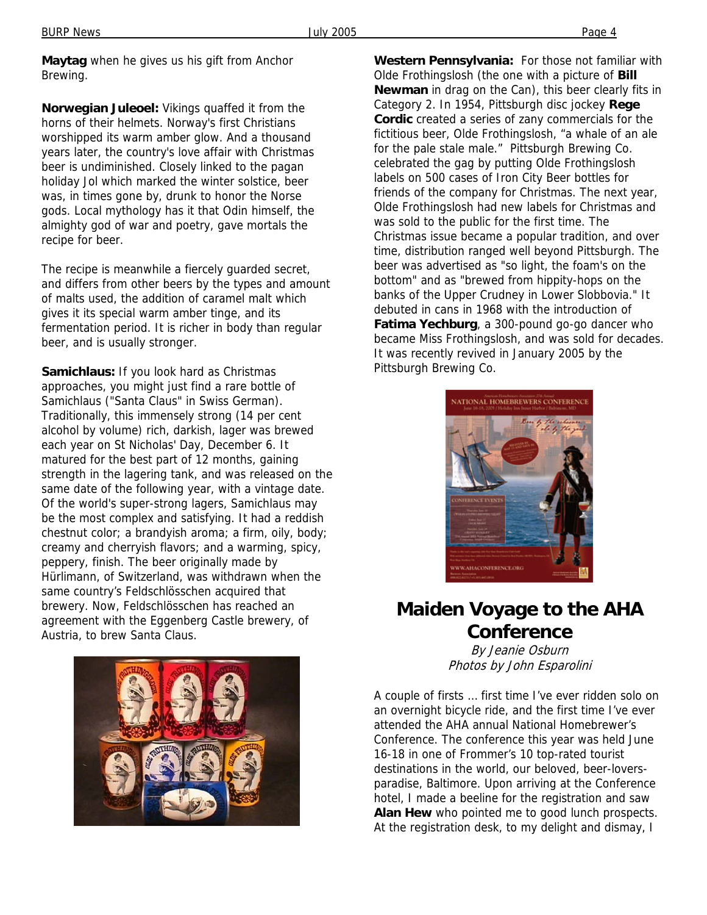**Maytag** when he gives us his gift from Anchor Brewing.

**Norwegian Juleoel:** Vikings quaffed it from the horns of their helmets. Norway's first Christians worshipped its warm amber glow. And a thousand years later, the country's love affair with Christmas beer is undiminished. Closely linked to the pagan holiday Jol which marked the winter solstice, beer was, in times gone by, drunk to honor the Norse gods. Local mythology has it that Odin himself, the almighty god of war and poetry, gave mortals the recipe for beer.

The recipe is meanwhile a fiercely guarded secret, and differs from other beers by the types and amount of malts used, the addition of caramel malt which gives it its special warm amber tinge, and its fermentation period. It is richer in body than regular beer, and is usually stronger.

**Samichlaus:** If you look hard as Christmas approaches, you might just find a rare bottle of Samichlaus ("Santa Claus" in Swiss German). Traditionally, this immensely strong (14 per cent alcohol by volume) rich, darkish, lager was brewed each year on St Nicholas' Day, December 6. It matured for the best part of 12 months, gaining strength in the lagering tank, and was released on the same date of the following year, with a vintage date. Of the world's super-strong lagers, Samichlaus may be the most complex and satisfying. It had a reddish chestnut color; a brandyish aroma; a firm, oily, body; creamy and cherryish flavors; and a warming, spicy, peppery, finish. The beer originally made by Hürlimann, of Switzerland, was withdrawn when the same country's Feldschlösschen acquired that brewery. Now, Feldschlösschen has reached an agreement with the Eggenberg Castle brewery, of Austria, to brew Santa Claus.

**Western Pennsylvania:** For those not familiar with Olde Frothingslosh (the one with a picture of **Bill Newman** in drag on the Can), this beer clearly fits in Category 2. In 1954, Pittsburgh disc jockey **Rege Cordic** created a series of zany commercials for the fictitious beer, Olde Frothingslosh, "a whale of an ale for the pale stale male." Pittsburgh Brewing Co. celebrated the gag by putting Olde Frothingslosh labels on 500 cases of Iron City Beer bottles for friends of the company for Christmas. The next year, Olde Frothingslosh had new labels for Christmas and was sold to the public for the first time. The Christmas issue became a popular tradition, and over time, distribution ranged well beyond Pittsburgh. The beer was advertised as "so light, the foam's on the bottom" and as "brewed from hippity-hops on the banks of the Upper Crudney in Lower Slobbovia." It debuted in cans in 1968 with the introduction of **Fatima Yechburg**, a 300-pound go-go dancer who became Miss Frothingslosh, and was sold for decades. It was recently revived in January 2005 by the Pittsburgh Brewing Co.

# Maiden Voyage to the AHA Conference

*By Jeanie Osburn*
*Photos by John Esparolini*

A couple of firsts … first time I've ever ridden solo on an overnight bicycle ride, and the first time I've ever attended the AHA annual National Homebrewer's Conference. The conference this year was held June 16-18 in one of Frommer's 10 top-rated tourist destinations in the world, our beloved, beer-lovers-paradise, Baltimore. Upon arriving at the Conference hotel, I made a beeline for the registration and saw **Alan Hew** who pointed me to good lunch prospects. At the registration desk, to my delight and dismay, I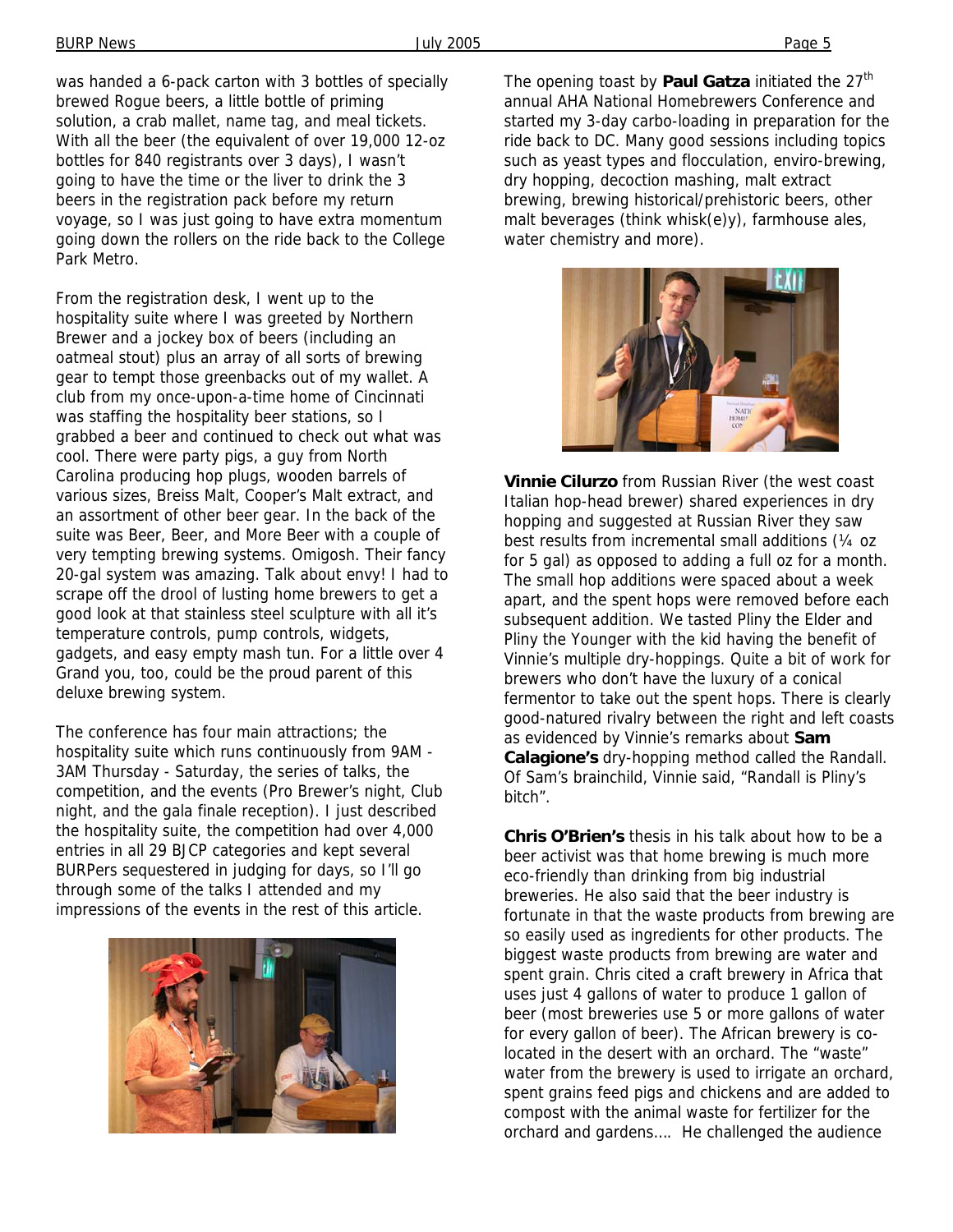was handed a 6-pack carton with 3 bottles of specially brewed Rogue beers, a little bottle of priming solution, a crab mallet, name tag, and meal tickets. With all the beer (the equivalent of over 19,000 12-oz bottles for 840 registrants over 3 days), I wasn't going to have the time or the liver to drink the 3 beers in the registration pack before my return voyage, so I was just going to have extra momentum going down the rollers on the ride back to the College Park Metro.

From the registration desk, I went up to the hospitality suite where I was greeted by Northern Brewer and a jockey box of beers (including an oatmeal stout) plus an array of all sorts of brewing gear to tempt those greenbacks out of my wallet. A club from my once-upon-a-time home of Cincinnati was staffing the hospitality beer stations, so I grabbed a beer and continued to check out what was cool. There were party pigs, a guy from North Carolina producing hop plugs, wooden barrels of various sizes, Breiss Malt, Cooper's Malt extract, and an assortment of other beer gear. In the back of the suite was Beer, Beer, and More Beer with a couple of very tempting brewing systems. Omigosh. Their fancy 20-gal system was amazing. Talk about envy! I had to scrape off the drool of lusting home brewers to get a good look at that stainless steel sculpture with all it's temperature controls, pump controls, widgets, gadgets, and easy empty mash tun. For a little over 4 Grand you, too, could be the proud parent of this deluxe brewing system.

The conference has four main attractions; the hospitality suite which runs continuously from 9AM - 3AM Thursday - Saturday, the series of talks, the competition, and the events (Pro Brewer's night, Club night, and the gala finale reception). I just described the hospitality suite, the competition had over 4,000 entries in all 29 BJCP categories and kept several BURPers sequestered in judging for days, so I'll go through some of the talks I attended and my impressions of the events in the rest of this article.

The opening toast by **Paul Gatza** initiated the 27th annual AHA National Homebrewers Conference and started my 3-day carbo-loading in preparation for the ride back to DC. Many good sessions including topics such as yeast types and flocculation, enviro-brewing, dry hopping, decoction mashing, malt extract brewing, brewing historical/prehistoric beers, other malt beverages (think whisk(e)y), farmhouse ales, water chemistry and more).

**Vinnie Cilurzo** from Russian River (the west coast Italian hop-head brewer) shared experiences in dry hopping and suggested at Russian River they saw best results from incremental small additions (¼ oz for 5 gal) as opposed to adding a full oz for a month. The small hop additions were spaced about a week apart, and the spent hops were removed before each subsequent addition. We tasted Pliny the Elder and Pliny the Younger with the kid having the benefit of Vinnie's multiple dry-hoppings. Quite a bit of work for brewers who don't have the luxury of a conical fermentor to take out the spent hops. There is clearly good-natured rivalry between the right and left coasts as evidenced by Vinnie's remarks about **Sam Calagione's** dry-hopping method called the Randall. Of Sam's brainchild, Vinnie said, "Randall is Pliny's bitch".

**Chris O'Brien's** thesis in his talk about how to be a beer activist was that home brewing is much more eco-friendly than drinking from big industrial breweries. He also said that the beer industry is fortunate in that the waste products from brewing are so easily used as ingredients for other products. The biggest waste products from brewing are water and spent grain. Chris cited a craft brewery in Africa that uses just 4 gallons of water to produce 1 gallon of beer (most breweries use 5 or more gallons of water for every gallon of beer). The African brewery is co-located in the desert with an orchard. The "waste" water from the brewery is used to irrigate an orchard, spent grains feed pigs and chickens and are added to compost with the animal waste for fertilizer for the orchard and gardens…. He challenged the audience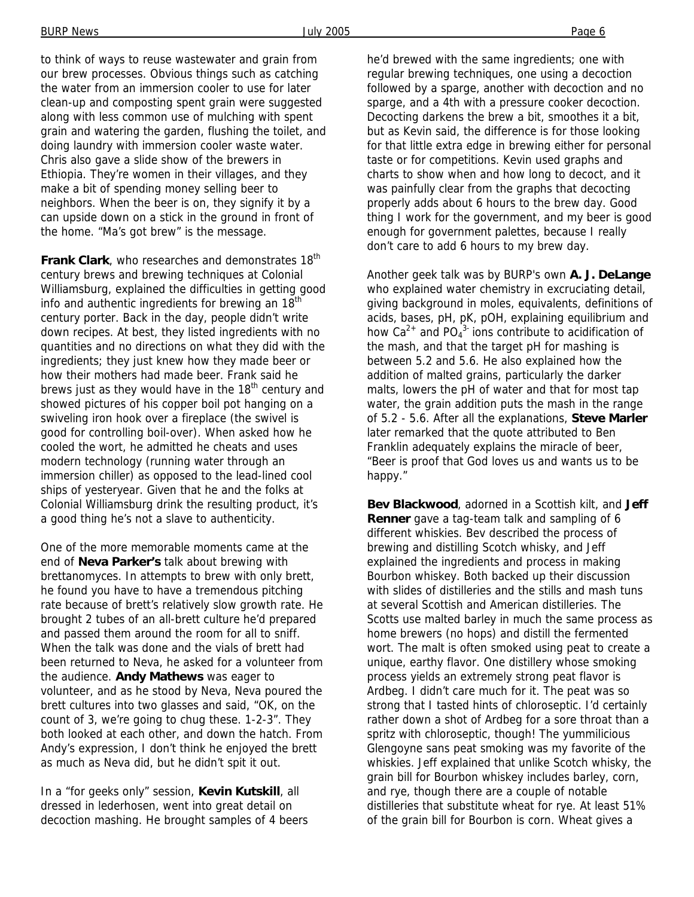to think of ways to reuse wastewater and grain from our brew processes. Obvious things such as catching the water from an immersion cooler to use for later clean-up and composting spent grain were suggested along with less common use of mulching with spent grain and watering the garden, flushing the toilet, and doing laundry with immersion cooler waste water. Chris also gave a slide show of the brewers in Ethiopia. They're women in their villages, and they make a bit of spending money selling beer to neighbors. When the beer is on, they signify it by a can upside down on a stick in the ground in front of the home. "Ma's got brew" is the message.

**Frank Clark**, who researches and demonstrates 18th century brews and brewing techniques at Colonial Williamsburg, explained the difficulties in getting good info and authentic ingredients for brewing an 18th century porter. Back in the day, people didn't write down recipes. At best, they listed ingredients with no quantities and no directions on what they did with the ingredients; they just knew how they made beer or how their mothers had made beer. Frank said he brews just as they would have in the 18th century and showed pictures of his copper boil pot hanging on a swiveling iron hook over a fireplace (the swivel is good for controlling boil-over). When asked how he cooled the wort, he admitted he cheats and uses modern technology (running water through an immersion chiller) as opposed to the lead-lined cool ships of yesteryear. Given that he and the folks at Colonial Williamsburg drink the resulting product, it's a good thing he's not a slave to authenticity.

One of the more memorable moments came at the end of **Neva Parker's** talk about brewing with brettanomyces. In attempts to brew with only brett, he found you have to have a tremendous pitching rate because of brett's relatively slow growth rate. He brought 2 tubes of an all-brett culture he'd prepared and passed them around the room for all to sniff. When the talk was done and the vials of brett had been returned to Neva, he asked for a volunteer from the audience. **Andy Mathews** was eager to volunteer, and as he stood by Neva, Neva poured the brett cultures into two glasses and said, "OK, on the count of 3, we're going to chug these. 1-2-3". They both looked at each other, and down the hatch. From Andy's expression, I don't think he enjoyed the brett as much as Neva did, but he didn't spit it out.

In a "for geeks only" session, **Kevin Kutskill**, all dressed in lederhosen, went into great detail on decoction mashing. He brought samples of 4 beers he'd brewed with the same ingredients; one with regular brewing techniques, one using a decoction followed by a sparge, another with decoction and no sparge, and a 4th with a pressure cooker decoction. Decocting darkens the brew a bit, smoothes it a bit, but as Kevin said, the difference is for those looking for that little extra edge in brewing either for personal taste or for competitions. Kevin used graphs and charts to show when and how long to decoct, and it was painfully clear from the graphs that decocting properly adds about 6 hours to the brew day. Good thing I work for the government, and my beer is good enough for government palettes, because I really don't care to add 6 hours to my brew day.

Another geek talk was by BURP's own **A. J. DeLange** who explained water chemistry in excruciating detail, giving background in moles, equivalents, definitions of acids, bases, pH, pK, pOH, explaining equilibrium and how $Ca^{2+}$ and $PO_4^{3-}$ ions contribute to acidification of the mash, and that the target pH for mashing is between 5.2 and 5.6. He also explained how the addition of malted grains, particularly the darker malts, lowers the pH of water and that for most tap water, the grain addition puts the mash in the range of 5.2 - 5.6. After all the explanations, **Steve Marler** later remarked that the quote attributed to Ben Franklin adequately explains the miracle of beer, "Beer is proof that God loves us and wants us to be happy."

**Bev Blackwood**, adorned in a Scottish kilt, and **Jeff Renner** gave a tag-team talk and sampling of 6 different whiskies. Bev described the process of brewing and distilling Scotch whisky, and Jeff explained the ingredients and process in making Bourbon whiskey. Both backed up their discussion with slides of distilleries and the stills and mash tuns at several Scottish and American distilleries. The Scotts use malted barley in much the same process as home brewers (no hops) and distill the fermented wort. The malt is often smoked using peat to create a unique, earthy flavor. One distillery whose smoking process yields an extremely strong peat flavor is Ardbeg. I didn't care much for it. The peat was so strong that I tasted hints of chloroseptic. I'd certainly rather down a shot of Ardbeg for a sore throat than a spritz with chloroseptic, though! The yummilicious Glengoyne sans peat smoking was my favorite of the whiskies. Jeff explained that unlike Scotch whisky, the grain bill for Bourbon whiskey includes barley, corn, and rye, though there are a couple of notable distilleries that substitute wheat for rye. At least 51% of the grain bill for Bourbon is corn. Wheat gives a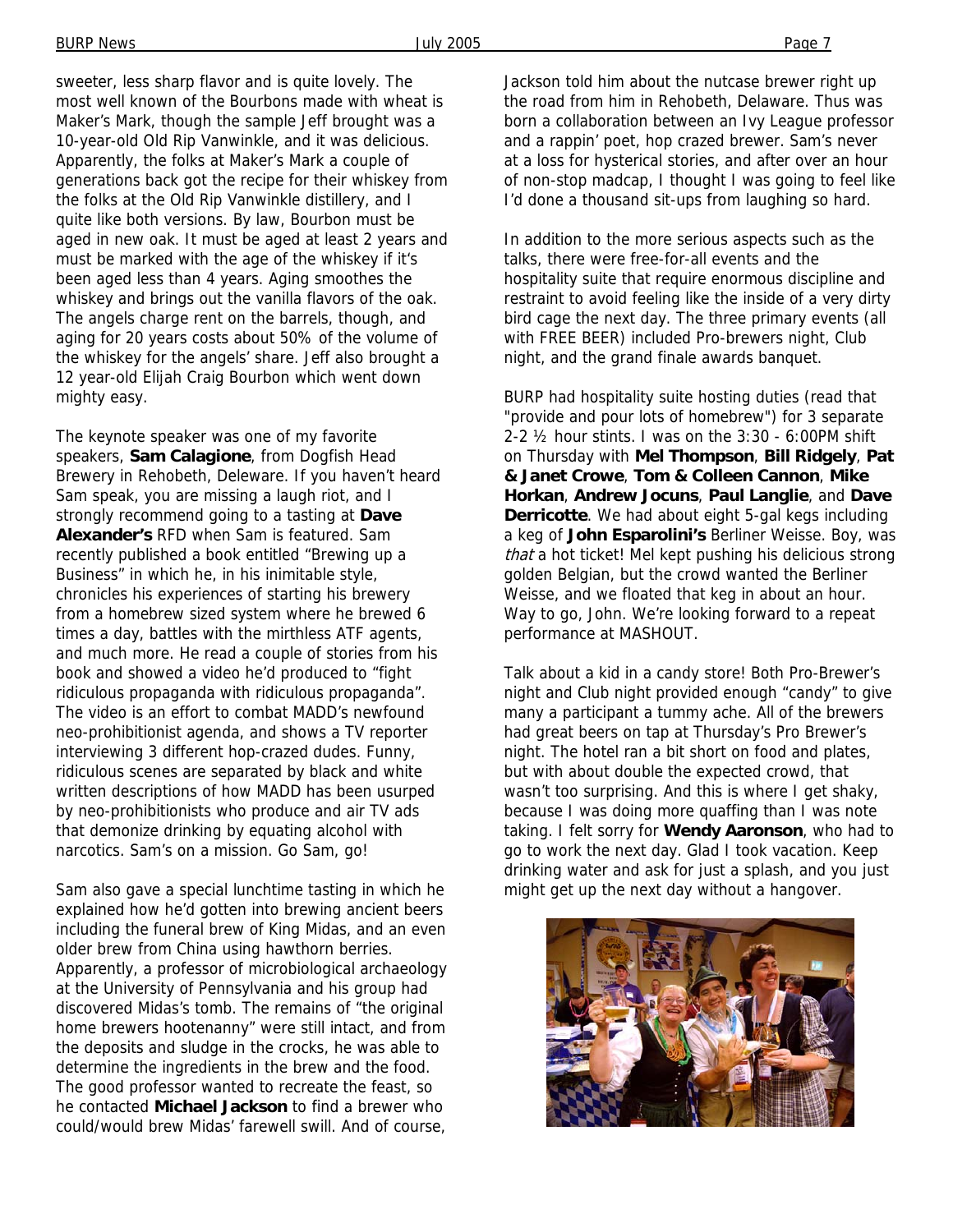sweeter, less sharp flavor and is quite lovely. The most well known of the Bourbons made with wheat is Maker's Mark, though the sample Jeff brought was a 10-year-old Old Rip Vanwinkle, and it was delicious. Apparently, the folks at Maker's Mark a couple of generations back got the recipe for their whiskey from the folks at the Old Rip Vanwinkle distillery, and I quite like both versions. By law, Bourbon must be aged in new oak. It must be aged at least 2 years and must be marked with the age of the whiskey if it's been aged less than 4 years. Aging smoothes the whiskey and brings out the vanilla flavors of the oak. The angels charge rent on the barrels, though, and aging for 20 years costs about 50% of the volume of the whiskey for the angels' share. Jeff also brought a 12 year-old Elijah Craig Bourbon which went down mighty easy.

The keynote speaker was one of my favorite speakers, **Sam Calagione**, from Dogfish Head Brewery in Rehobeth, Deleware. If you haven't heard Sam speak, you are missing a laugh riot, and I strongly recommend going to a tasting at **Dave Alexander's** RFD when Sam is featured. Sam recently published a book entitled "Brewing up a Business" in which he, in his inimitable style, chronicles his experiences of starting his brewery from a homebrew sized system where he brewed 6 times a day, battles with the mirthless ATF agents, and much more. He read a couple of stories from his book and showed a video he'd produced to "fight ridiculous propaganda with ridiculous propaganda". The video is an effort to combat MADD's newfound neo-prohibitionist agenda, and shows a TV reporter interviewing 3 different hop-crazed dudes. Funny, ridiculous scenes are separated by black and white written descriptions of how MADD has been usurped by neo-prohibitionists who produce and air TV ads that demonize drinking by equating alcohol with narcotics. Sam's on a mission. Go Sam, go!

Sam also gave a special lunchtime tasting in which he explained how he'd gotten into brewing ancient beers including the funeral brew of King Midas, and an even older brew from China using hawthorn berries. Apparently, a professor of microbiological archaeology at the University of Pennsylvania and his group had discovered Midas's tomb. The remains of "the original home brewers hootenanny" were still intact, and from the deposits and sludge in the crocks, he was able to determine the ingredients in the brew and the food. The good professor wanted to recreate the feast, so he contacted **Michael Jackson** to find a brewer who could/would brew Midas' farewell swill. And of course, Jackson told him about the nutcase brewer right up the road from him in Rehobeth, Delaware. Thus was born a collaboration between an Ivy League professor and a rappin' poet, hop crazed brewer. Sam's never at a loss for hysterical stories, and after over an hour of non-stop madcap, I thought I was going to feel like I'd done a thousand sit-ups from laughing so hard.

In addition to the more serious aspects such as the talks, there were free-for-all events and the hospitality suite that require enormous discipline and restraint to avoid feeling like the inside of a very dirty bird cage the next day. The three primary events (all with FREE BEER) included Pro-brewers night, Club night, and the grand finale awards banquet.

BURP had hospitality suite hosting duties (read that "provide and pour lots of homebrew") for 3 separate 2-2 ½ hour stints. I was on the 3:30 - 6:00PM shift on Thursday with **Mel Thompson**, **Bill Ridgely**, **Pat & Janet Crowe**, **Tom & Colleen Cannon**, **Mike Horkan**, **Andrew Jocuns**, **Paul Langlie**, and **Dave Derricotte**. We had about eight 5-gal kegs including a keg of **John Esparolini's** Berliner Weisse. Boy, was *that* a hot ticket! Mel kept pushing his delicious strong golden Belgian, but the crowd wanted the Berliner Weisse, and we floated that keg in about an hour. Way to go, John. We're looking forward to a repeat performance at MASHOUT.

Talk about a kid in a candy store! Both Pro-Brewer's night and Club night provided enough "candy" to give many a participant a tummy ache. All of the brewers had great beers on tap at Thursday's Pro Brewer's night. The hotel ran a bit short on food and plates, but with about double the expected crowd, that wasn't too surprising. And this is where I get shaky, because I was doing more quaffing than I was note taking. I felt sorry for **Wendy Aaronson**, who had to go to work the next day. Glad I took vacation. Keep drinking water and ask for just a splash, and you just might get up the next day without a hangover.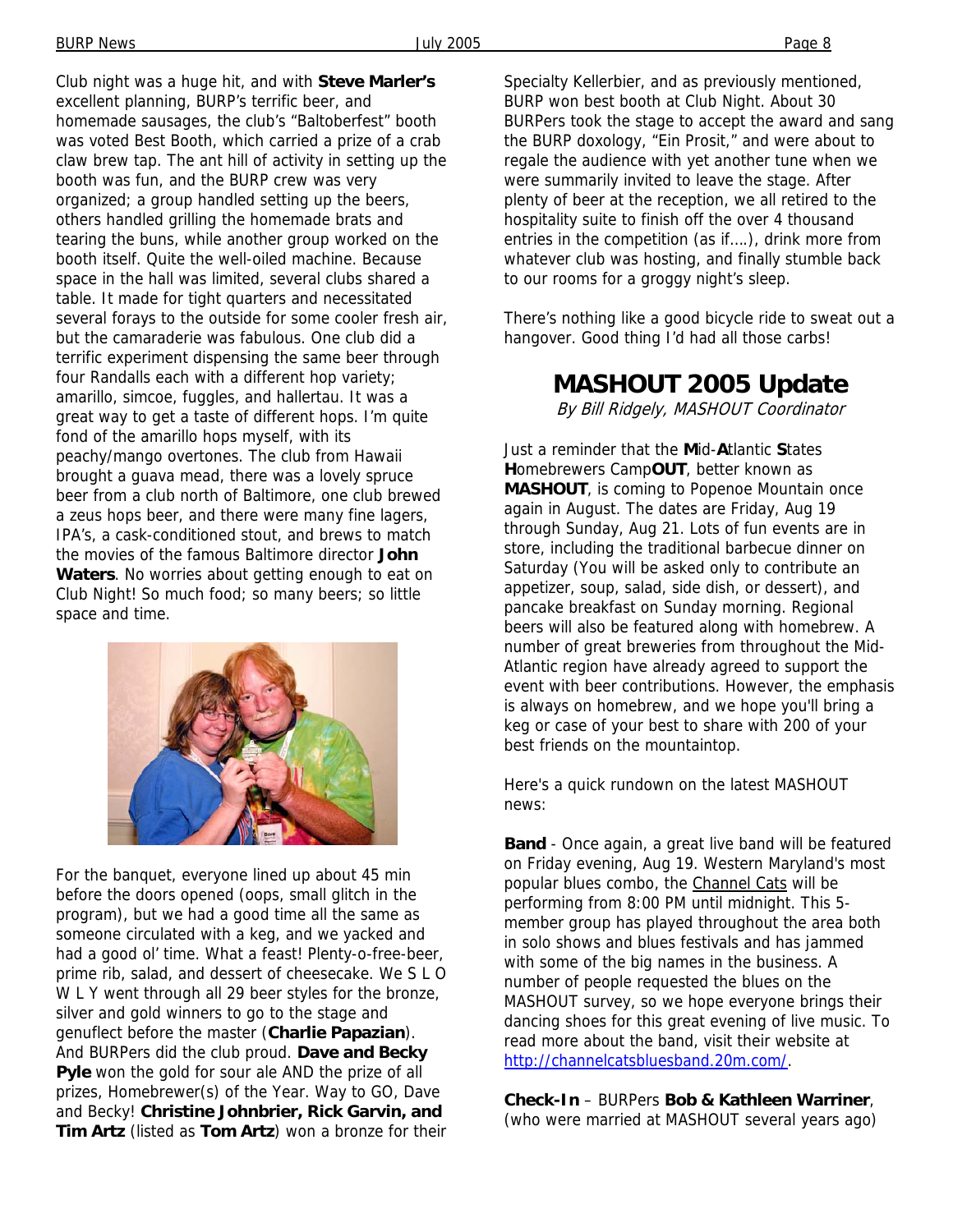Club night was a huge hit, and with **Steve Marler's** excellent planning, BURP's terrific beer, and homemade sausages, the club's "Baltoberfest" booth was voted Best Booth, which carried a prize of a crab claw brew tap. The ant hill of activity in setting up the booth was fun, and the BURP crew was very organized; a group handled setting up the beers, others handled grilling the homemade brats and tearing the buns, while another group worked on the booth itself. Quite the well-oiled machine. Because space in the hall was limited, several clubs shared a table. It made for tight quarters and necessitated several forays to the outside for some cooler fresh air, but the camaraderie was fabulous. One club did a terrific experiment dispensing the same beer through four Randalls each with a different hop variety; amarillo, simcoe, fuggles, and hallertau. It was a great way to get a taste of different hops. I'm quite fond of the amarillo hops myself, with its peachy/mango overtones. The club from Hawaii brought a guava mead, there was a lovely spruce beer from a club north of Baltimore, one club brewed a zeus hops beer, and there were many fine lagers, IPA's, a cask-conditioned stout, and brews to match the movies of the famous Baltimore director **John Waters**. No worries about getting enough to eat on Club Night! So much food; so many beers; so little space and time.

For the banquet, everyone lined up about 45 min before the doors opened (oops, small glitch in the program), but we had a good time all the same as someone circulated with a keg, and we yacked and had a good ol' time. What a feast! Plenty-o-free-beer, prime rib, salad, and dessert of cheesecake. We S L O W L Y went through all 29 beer styles for the bronze, silver and gold winners to go to the stage and genuflect before the master (**Charlie Papazian**). And BURPers did the club proud. **Dave and Becky Pyle** won the gold for sour ale AND the prize of all prizes, Homebrewer(s) of the Year. Way to GO, Dave and Becky! **Christine Johnbrier, Rick Garvin, and Tim Artz** (listed as **Tom Artz**) won a bronze for their Specialty Kellerbier, and as previously mentioned, BURP won best booth at Club Night. About 30 BURPers took the stage to accept the award and sang the BURP doxology, "Ein Prosit," and were about to regale the audience with yet another tune when we were summarily invited to leave the stage. After plenty of beer at the reception, we all retired to the hospitality suite to finish off the over 4 thousand entries in the competition (as if….), drink more from whatever club was hosting, and finally stumble back to our rooms for a groggy night's sleep.

There's nothing like a good bicycle ride to sweat out a hangover. Good thing I'd had all those carbs!

# MASHOUT 2005 Update

*By Bill Ridgely, MASHOUT Coordinator*

Just a reminder that the **M**id-**A**tlantic **S**tates **H**omebrewers Camp**OUT**, better known as **MASHOUT**, is coming to Popenoe Mountain once again in August. The dates are Friday, Aug 19 through Sunday, Aug 21. Lots of fun events are in store, including the traditional barbecue dinner on Saturday (You will be asked only to contribute an appetizer, soup, salad, side dish, or dessert), and pancake breakfast on Sunday morning. Regional beers will also be featured along with homebrew. A number of great breweries from throughout the Mid-Atlantic region have already agreed to support the event with beer contributions. However, the emphasis is always on homebrew, and we hope you'll bring a keg or case of your best to share with 200 of your best friends on the mountaintop.

Here's a quick rundown on the latest MASHOUT news:

**Band** - Once again, a great live band will be featured on Friday evening, Aug 19. Western Maryland's most popular blues combo, the Channel Cats will be performing from 8:00 PM until midnight. This 5-member group has played throughout the area both in solo shows and blues festivals and has jammed with some of the big names in the business. A number of people requested the blues on the MASHOUT survey, so we hope everyone brings their dancing shoes for this great evening of live music. To read more about the band, visit their website at http://channelcatsbluesband.20m.com/.

**Check-In** – BURPers **Bob & Kathleen Warriner**, (who were married at MASHOUT several years ago)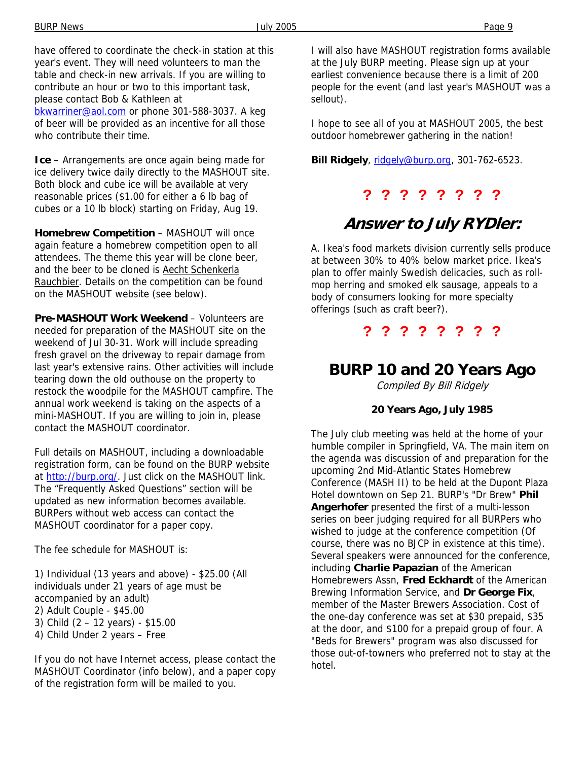have offered to coordinate the check-in station at this year's event. They will need volunteers to man the table and check-in new arrivals. If you are willing to contribute an hour or two to this important task, please contact Bob & Kathleen at bkwarriner@aol.com or phone 301-588-3037. A keg of beer will be provided as an incentive for all those who contribute their time.

**Ice** – Arrangements are once again being made for ice delivery twice daily directly to the MASHOUT site. Both block and cube ice will be available at very reasonable prices ($1.00 for either a 6 lb bag of cubes or a 10 lb block) starting on Friday, Aug 19.

**Homebrew Competition** – MASHOUT will once again feature a homebrew competition open to all attendees. The theme this year will be clone beer, and the beer to be cloned is Aecht Schenkerla Rauchbier. Details on the competition can be found on the MASHOUT website (see below).

**Pre-MASHOUT Work Weekend** – Volunteers are needed for preparation of the MASHOUT site on the weekend of Jul 30-31. Work will include spreading fresh gravel on the driveway to repair damage from last year's extensive rains. Other activities will include tearing down the old outhouse on the property to restock the woodpile for the MASHOUT campfire. The annual work weekend is taking on the aspects of a mini-MASHOUT. If you are willing to join in, please contact the MASHOUT coordinator.

Full details on MASHOUT, including a downloadable registration form, can be found on the BURP website at http://burp.org/. Just click on the MASHOUT link. The "Frequently Asked Questions" section will be updated as new information becomes available. BURPers without web access can contact the MASHOUT coordinator for a paper copy.

The fee schedule for MASHOUT is:

1) Individual (13 years and above) - $25.00 (All individuals under 21 years of age must be accompanied by an adult)
2) Adult Couple - $45.00
3) Child (2 – 12 years) - $15.00
4) Child Under 2 years – Free

If you do not have Internet access, please contact the MASHOUT Coordinator (info below), and a paper copy of the registration form will be mailed to you.

I will also have MASHOUT registration forms available at the July BURP meeting. Please sign up at your earliest convenience because there is a limit of 200 people for the event (and last year's MASHOUT was a sellout).

I hope to see all of you at MASHOUT 2005, the best outdoor homebrewer gathering in the nation!

**Bill Ridgely**, ridgely@burp.org, 301-762-6523.

**? ? ? ? ? ? ? ?**

## *Answer to July RYDler:*

A. Ikea's food markets division currently sells produce at between 30% to 40% below market price. Ikea's plan to offer mainly Swedish delicacies, such as roll-mop herring and smoked elk sausage, appeals to a body of consumers looking for more specialty offerings (such as craft beer?).

**? ? ? ? ? ? ? ?**

## BURP 10 and 20 Years Ago

*Compiled By Bill Ridgely*

### 20 Years Ago, July 1985

The July club meeting was held at the home of your humble compiler in Springfield, VA. The main item on the agenda was discussion of and preparation for the upcoming 2nd Mid-Atlantic States Homebrew Conference (MASH II) to be held at the Dupont Plaza Hotel downtown on Sep 21. BURP's "Dr Brew" **Phil Angerhofer** presented the first of a multi-lesson series on beer judging required for all BURPers who wished to judge at the conference competition (Of course, there was no BJCP in existence at this time). Several speakers were announced for the conference, including **Charlie Papazian** of the American Homebrewers Assn, **Fred Eckhardt** of the American Brewing Information Service, and **Dr George Fix**, member of the Master Brewers Association. Cost of the one-day conference was set at $30 prepaid, $35 at the door, and $100 for a prepaid group of four. A "Beds for Brewers" program was also discussed for those out-of-towners who preferred not to stay at the hotel.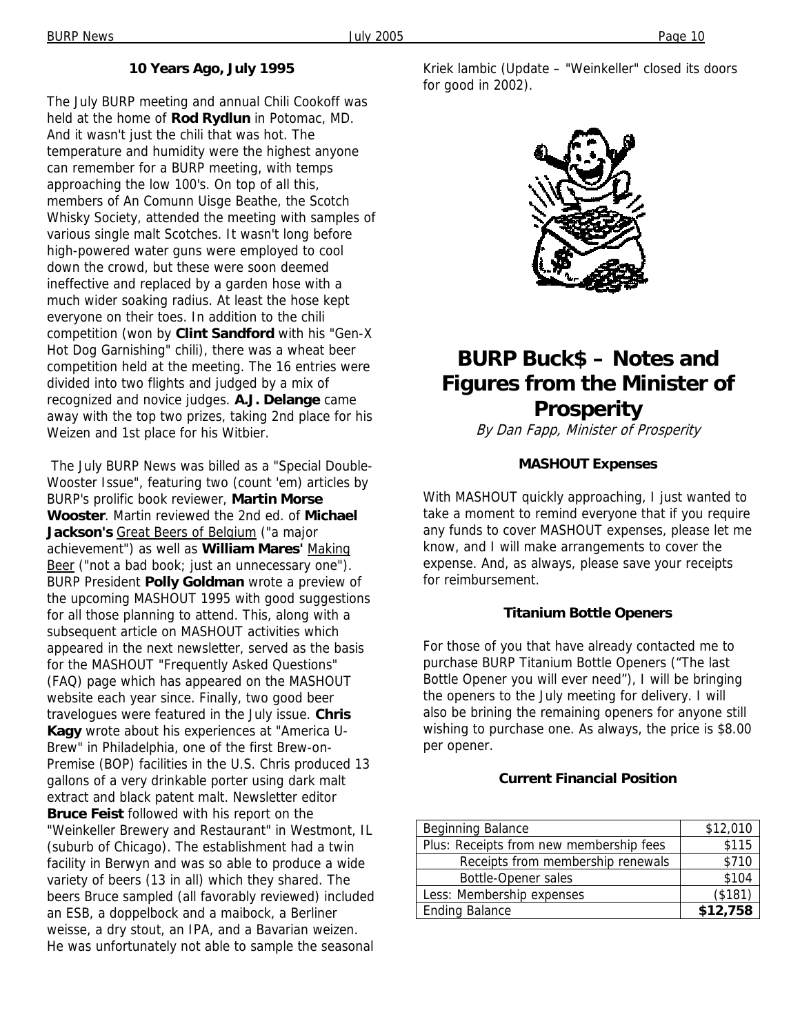### 10 Years Ago, July 1995

The July BURP meeting and annual Chili Cookoff was held at the home of **Rod Rydlun** in Potomac, MD. And it wasn't just the chili that was hot. The temperature and humidity were the highest anyone can remember for a BURP meeting, with temps approaching the low 100's. On top of all this, members of An Comunn Uisge Beathe, the Scotch Whisky Society, attended the meeting with samples of various single malt Scotches. It wasn't long before high-powered water guns were employed to cool down the crowd, but these were soon deemed ineffective and replaced by a garden hose with a much wider soaking radius. At least the hose kept everyone on their toes. In addition to the chili competition (won by **Clint Sandford** with his "Gen-X Hot Dog Garnishing" chili), there was a wheat beer competition held at the meeting. The 16 entries were divided into two flights and judged by a mix of recognized and novice judges. **A.J. Delange** came away with the top two prizes, taking 2nd place for his Weizen and 1st place for his Witbier.

The July BURP News was billed as a "Special Double-Wooster Issue", featuring two (count 'em) articles by BURP's prolific book reviewer, **Martin Morse Wooster**. Martin reviewed the 2nd ed. of **Michael Jackson's** Great Beers of Belgium ("a major achievement") as well as **William Mares'** Making Beer ("not a bad book; just an unnecessary one"). BURP President **Polly Goldman** wrote a preview of the upcoming MASHOUT 1995 with good suggestions for all those planning to attend. This, along with a subsequent article on MASHOUT activities which appeared in the next newsletter, served as the basis for the MASHOUT "Frequently Asked Questions" (FAQ) page which has appeared on the MASHOUT website each year since. Finally, two good beer travelogues were featured in the July issue. **Chris Kagy** wrote about his experiences at "America U-Brew" in Philadelphia, one of the first Brew-on-Premise (BOP) facilities in the U.S. Chris produced 13 gallons of a very drinkable porter using dark malt extract and black patent malt. Newsletter editor **Bruce Feist** followed with his report on the "Weinkeller Brewery and Restaurant" in Westmont, IL (suburb of Chicago). The establishment had a twin facility in Berwyn and was so able to produce a wide variety of beers (13 in all) which they shared. The beers Bruce sampled (all favorably reviewed) included an ESB, a doppelbock and a maibock, a Berliner weisse, a dry stout, an IPA, and a Bavarian weizen. He was unfortunately not able to sample the seasonal Kriek lambic (Update – "Weinkeller" closed its doors for good in 2002).

# BURP Buck$ – Notes and Figures from the Minister of Prosperity

*By Dan Fapp, Minister of Prosperity*

### MASHOUT Expenses

With MASHOUT quickly approaching, I just wanted to take a moment to remind everyone that if you require any funds to cover MASHOUT expenses, please let me know, and I will make arrangements to cover the expense. And, as always, please save your receipts for reimbursement.

### Titanium Bottle Openers

For those of you that have already contacted me to purchase BURP Titanium Bottle Openers ("The last Bottle Opener you will ever need"), I will be bringing the openers to the July meeting for delivery. I will also be brining the remaining openers for anyone still wishing to purchase one. As always, the price is $8.00 per opener.

### Current Financial Position

| | |
|---|---:|
| Beginning Balance | $12,010 |
| Plus: Receipts from new membership fees | $115 |
| Receipts from membership renewals | $710 |
| Bottle-Opener sales | $104 |
| Less: Membership expenses | ($181) |
| Ending Balance | **$12,758** |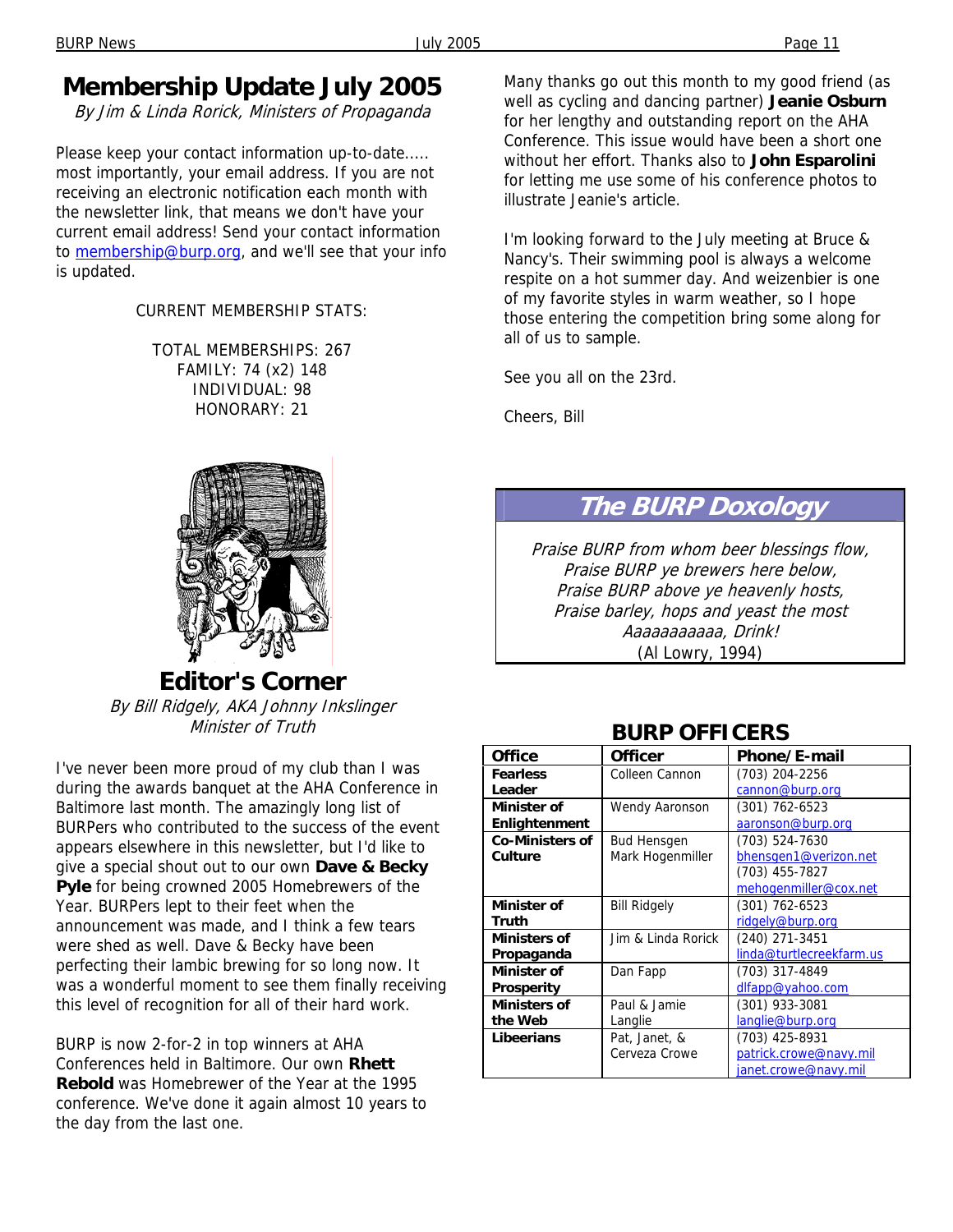# Membership Update July 2005

*By Jim & Linda Rorick, Ministers of Propaganda*

Please keep your contact information up-to-date..... most importantly, your email address. If you are not receiving an electronic notification each month with the newsletter link, that means we don't have your current email address! Send your contact information to membership@burp.org, and we'll see that your info is updated.

CURRENT MEMBERSHIP STATS:

TOTAL MEMBERSHIPS: 267
FAMILY: 74 (x2) 148
INDIVIDUAL: 98
HONORARY: 21

# Editor's Corner

*By Bill Ridgely, AKA Johnny Inkslinger*
*Minister of Truth*

I've never been more proud of my club than I was during the awards banquet at the AHA Conference in Baltimore last month. The amazingly long list of BURPers who contributed to the success of the event appears elsewhere in this newsletter, but I'd like to give a special shout out to our own **Dave & Becky Pyle** for being crowned 2005 Homebrewers of the Year. BURPers lept to their feet when the announcement was made, and I think a few tears were shed as well. Dave & Becky have been perfecting their lambic brewing for so long now. It was a wonderful moment to see them finally receiving this level of recognition for all of their hard work.

BURP is now 2-for-2 in top winners at AHA Conferences held in Baltimore. Our own **Rhett Rebold** was Homebrewer of the Year at the 1995 conference. We've done it again almost 10 years to the day from the last one.

Many thanks go out this month to my good friend (as well as cycling and dancing partner) **Jeanie Osburn** for her lengthy and outstanding report on the AHA Conference. This issue would have been a short one without her effort. Thanks also to **John Esparolini** for letting me use some of his conference photos to illustrate Jeanie's article.

I'm looking forward to the July meeting at Bruce & Nancy's. Their swimming pool is always a welcome respite on a hot summer day. And weizenbier is one of my favorite styles in warm weather, so I hope those entering the competition bring some along for all of us to sample.

See you all on the 23rd.

Cheers, Bill

## The BURP Doxology

*Praise BURP from whom beer blessings flow,*
*Praise BURP ye brewers here below,*
*Praise BURP above ye heavenly hosts,*
*Praise barley, hops and yeast the most*
*Aaaaaaaaaaa, Drink!*
(Al Lowry, 1994)

## BURP OFFICERS

| Office | Officer | Phone/E-mail |
|---|---|---|
| **Fearless Leader** | Colleen Cannon | (703) 204-2256 cannon@burp.org |
| **Minister of Enlightenment** | Wendy Aaronson | (301) 762-6523 aaronson@burp.org |
| **Co-Ministers of Culture** | Bud Hensgen Mark Hogenmiller | (703) 524-7630 bhensgen1@verizon.net (703) 455-7827 mehogenmiller@cox.net |
| **Minister of Truth** | Bill Ridgely | (301) 762-6523 ridgely@burp.org |
| **Ministers of Propaganda** | Jim & Linda Rorick | (240) 271-3451 linda@turtlecreekfarm.us |
| **Minister of Prosperity** | Dan Fapp | (703) 317-4849 dlfapp@yahoo.com |
| **Ministers of the Web** | Paul & Jamie Langlie | (301) 933-3081 langlie@burp.org |
| **Libeerians** | Pat, Janet, & Cerveza Crowe | (703) 425-8931 patrick.crowe@navy.mil janet.crowe@navy.mil |